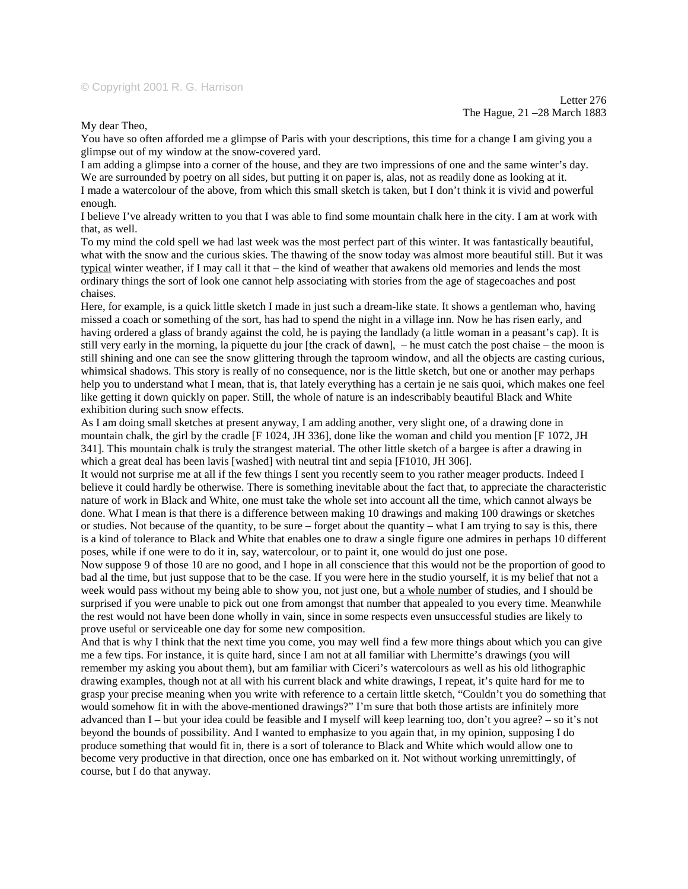© Copyright 2001 R. G. Harrison

Letter 276
The Hague, 21 –28 March 1883

My dear Theo,

You have so often afforded me a glimpse of Paris with your descriptions, this time for a change I am giving you a glimpse out of my window at the snow-covered yard.

I am adding a glimpse into a corner of the house, and they are two impressions of one and the same winter's day. We are surrounded by poetry on all sides, but putting it on paper is, alas, not as readily done as looking at it.

I made a watercolour of the above, from which this small sketch is taken, but I don't think it is vivid and powerful enough.

I believe I've already written to you that I was able to find some mountain chalk here in the city. I am at work with that, as well.

To my mind the cold spell we had last week was the most perfect part of this winter. It was fantastically beautiful, what with the snow and the curious skies. The thawing of the snow today was almost more beautiful still. But it was typical winter weather, if I may call it that – the kind of weather that awakens old memories and lends the most ordinary things the sort of look one cannot help associating with stories from the age of stagecoaches and post chaises.

Here, for example, is a quick little sketch I made in just such a dream-like state. It shows a gentleman who, having missed a coach or something of the sort, has had to spend the night in a village inn. Now he has risen early, and having ordered a glass of brandy against the cold, he is paying the landlady (a little woman in a peasant's cap). It is still very early in the morning, la piquette du jour [the crack of dawn], – he must catch the post chaise – the moon is still shining and one can see the snow glittering through the taproom window, and all the objects are casting curious, whimsical shadows. This story is really of no consequence, nor is the little sketch, but one or another may perhaps help you to understand what I mean, that is, that lately everything has a certain je ne sais quoi, which makes one feel like getting it down quickly on paper. Still, the whole of nature is an indescribably beautiful Black and White exhibition during such snow effects.

As I am doing small sketches at present anyway, I am adding another, very slight one, of a drawing done in mountain chalk, the girl by the cradle [F 1024, JH 336], done like the woman and child you mention [F 1072, JH 341]. This mountain chalk is truly the strangest material. The other little sketch of a bargee is after a drawing in which a great deal has been lavis [washed] with neutral tint and sepia [F1010, JH 306].

It would not surprise me at all if the few things I sent you recently seem to you rather meager products. Indeed I believe it could hardly be otherwise. There is something inevitable about the fact that, to appreciate the characteristic nature of work in Black and White, one must take the whole set into account all the time, which cannot always be done. What I mean is that there is a difference between making 10 drawings and making 100 drawings or sketches or studies. Not because of the quantity, to be sure – forget about the quantity – what I am trying to say is this, there is a kind of tolerance to Black and White that enables one to draw a single figure one admires in perhaps 10 different poses, while if one were to do it in, say, watercolour, or to paint it, one would do just one pose.

Now suppose 9 of those 10 are no good, and I hope in all conscience that this would not be the proportion of good to bad al the time, but just suppose that to be the case. If you were here in the studio yourself, it is my belief that not a week would pass without my being able to show you, not just one, but a whole number of studies, and I should be surprised if you were unable to pick out one from amongst that number that appealed to you every time. Meanwhile the rest would not have been done wholly in vain, since in some respects even unsuccessful studies are likely to prove useful or serviceable one day for some new composition.

And that is why I think that the next time you come, you may well find a few more things about which you can give me a few tips. For instance, it is quite hard, since I am not at all familiar with Lhermitte's drawings (you will remember my asking you about them), but am familiar with Ciceri's watercolours as well as his old lithographic drawing examples, though not at all with his current black and white drawings, I repeat, it's quite hard for me to grasp your precise meaning when you write with reference to a certain little sketch, "Couldn't you do something that would somehow fit in with the above-mentioned drawings?" I'm sure that both those artists are infinitely more advanced than I – but your idea could be feasible and I myself will keep learning too, don't you agree? – so it's not beyond the bounds of possibility. And I wanted to emphasize to you again that, in my opinion, supposing I do produce something that would fit in, there is a sort of tolerance to Black and White which would allow one to become very productive in that direction, once one has embarked on it. Not without working unremittingly, of course, but I do that anyway.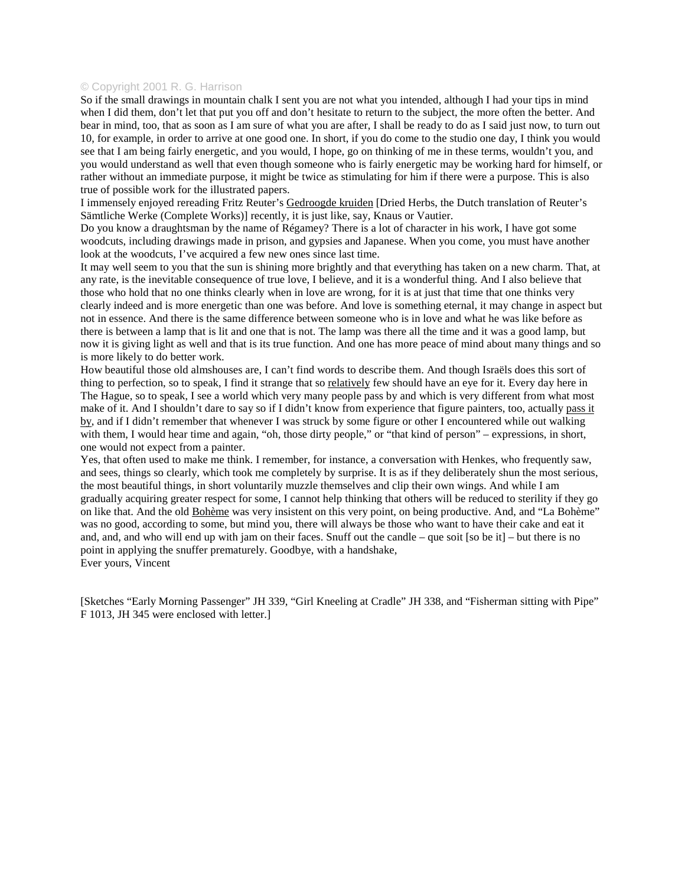© Copyright 2001 R. G. Harrison

So if the small drawings in mountain chalk I sent you are not what you intended, although I had your tips in mind when I did them, don't let that put you off and don't hesitate to return to the subject, the more often the better. And bear in mind, too, that as soon as I am sure of what you are after, I shall be ready to do as I said just now, to turn out 10, for example, in order to arrive at one good one. In short, if you do come to the studio one day, I think you would see that I am being fairly energetic, and you would, I hope, go on thinking of me in these terms, wouldn't you, and you would understand as well that even though someone who is fairly energetic may be working hard for himself, or rather without an immediate purpose, it might be twice as stimulating for him if there were a purpose. This is also true of possible work for the illustrated papers.

I immensely enjoyed rereading Fritz Reuter's Gedroogde kruiden [Dried Herbs, the Dutch translation of Reuter's Sämtliche Werke (Complete Works)] recently, it is just like, say, Knaus or Vautier.

Do you know a draughtsman by the name of Régamey? There is a lot of character in his work, I have got some woodcuts, including drawings made in prison, and gypsies and Japanese. When you come, you must have another look at the woodcuts, I've acquired a few new ones since last time.

It may well seem to you that the sun is shining more brightly and that everything has taken on a new charm. That, at any rate, is the inevitable consequence of true love, I believe, and it is a wonderful thing. And I also believe that those who hold that no one thinks clearly when in love are wrong, for it is at just that time that one thinks very clearly indeed and is more energetic than one was before. And love is something eternal, it may change in aspect but not in essence. And there is the same difference between someone who is in love and what he was like before as there is between a lamp that is lit and one that is not. The lamp was there all the time and it was a good lamp, but now it is giving light as well and that is its true function. And one has more peace of mind about many things and so is more likely to do better work.

How beautiful those old almshouses are, I can't find words to describe them. And though Israëls does this sort of thing to perfection, so to speak, I find it strange that so relatively few should have an eye for it. Every day here in The Hague, so to speak, I see a world which very many people pass by and which is very different from what most make of it. And I shouldn't dare to say so if I didn't know from experience that figure painters, too, actually pass it by, and if I didn't remember that whenever I was struck by some figure or other I encountered while out walking with them, I would hear time and again, "oh, those dirty people," or "that kind of person" – expressions, in short, one would not expect from a painter.

Yes, that often used to make me think. I remember, for instance, a conversation with Henkes, who frequently saw, and sees, things so clearly, which took me completely by surprise. It is as if they deliberately shun the most serious, the most beautiful things, in short voluntarily muzzle themselves and clip their own wings. And while I am gradually acquiring greater respect for some, I cannot help thinking that others will be reduced to sterility if they go on like that. And the old Bohème was very insistent on this very point, on being productive. And, and "La Bohème" was no good, according to some, but mind you, there will always be those who want to have their cake and eat it and, and, and who will end up with jam on their faces. Snuff out the candle – que soit [so be it] – but there is no point in applying the snuffer prematurely. Goodbye, with a handshake,

Ever yours, Vincent

[Sketches "Early Morning Passenger" JH 339, "Girl Kneeling at Cradle" JH 338, and "Fisherman sitting with Pipe" F 1013, JH 345 were enclosed with letter.]